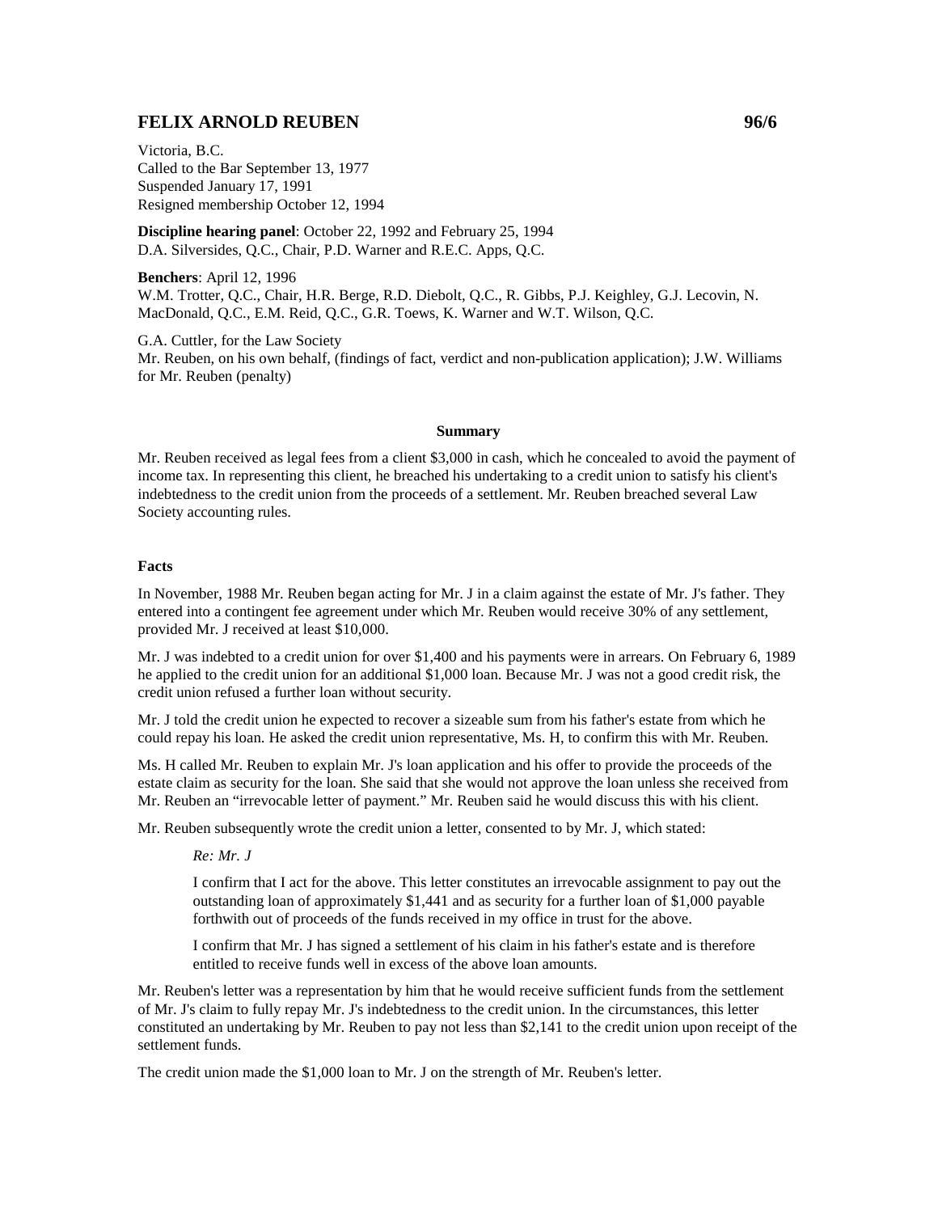# FELIX ARNOLD REUBEN 96/6

Victoria, B.C.
Called to the Bar September 13, 1977
Suspended January 17, 1991
Resigned membership October 12, 1994

**Discipline hearing panel**: October 22, 1992 and February 25, 1994
D.A. Silversides, Q.C., Chair, P.D. Warner and R.E.C. Apps, Q.C.

**Benchers**: April 12, 1996
W.M. Trotter, Q.C., Chair, H.R. Berge, R.D. Diebolt, Q.C., R. Gibbs, P.J. Keighley, G.J. Lecovin, N. MacDonald, Q.C., E.M. Reid, Q.C., G.R. Toews, K. Warner and W.T. Wilson, Q.C.

G.A. Cuttler, for the Law Society
Mr. Reuben, on his own behalf, (findings of fact, verdict and non-publication application); J.W. Williams for Mr. Reuben (penalty)

## Summary

Mr. Reuben received as legal fees from a client $3,000 in cash, which he concealed to avoid the payment of income tax. In representing this client, he breached his undertaking to a credit union to satisfy his client's indebtedness to the credit union from the proceeds of a settlement. Mr. Reuben breached several Law Society accounting rules.

## Facts

In November, 1988 Mr. Reuben began acting for Mr. J in a claim against the estate of Mr. J's father. They entered into a contingent fee agreement under which Mr. Reuben would receive 30% of any settlement, provided Mr. J received at least $10,000.

Mr. J was indebted to a credit union for over $1,400 and his payments were in arrears. On February 6, 1989 he applied to the credit union for an additional $1,000 loan. Because Mr. J was not a good credit risk, the credit union refused a further loan without security.

Mr. J told the credit union he expected to recover a sizeable sum from his father's estate from which he could repay his loan. He asked the credit union representative, Ms. H, to confirm this with Mr. Reuben.

Ms. H called Mr. Reuben to explain Mr. J's loan application and his offer to provide the proceeds of the estate claim as security for the loan. She said that she would not approve the loan unless she received from Mr. Reuben an "irrevocable letter of payment." Mr. Reuben said he would discuss this with his client.

Mr. Reuben subsequently wrote the credit union a letter, consented to by Mr. J, which stated:

> *Re: Mr. J*
>
> I confirm that I act for the above. This letter constitutes an irrevocable assignment to pay out the outstanding loan of approximately $1,441 and as security for a further loan of $1,000 payable forthwith out of proceeds of the funds received in my office in trust for the above.
>
> I confirm that Mr. J has signed a settlement of his claim in his father's estate and is therefore entitled to receive funds well in excess of the above loan amounts.

Mr. Reuben's letter was a representation by him that he would receive sufficient funds from the settlement of Mr. J's claim to fully repay Mr. J's indebtedness to the credit union. In the circumstances, this letter constituted an undertaking by Mr. Reuben to pay not less than $2,141 to the credit union upon receipt of the settlement funds.

The credit union made the $1,000 loan to Mr. J on the strength of Mr. Reuben's letter.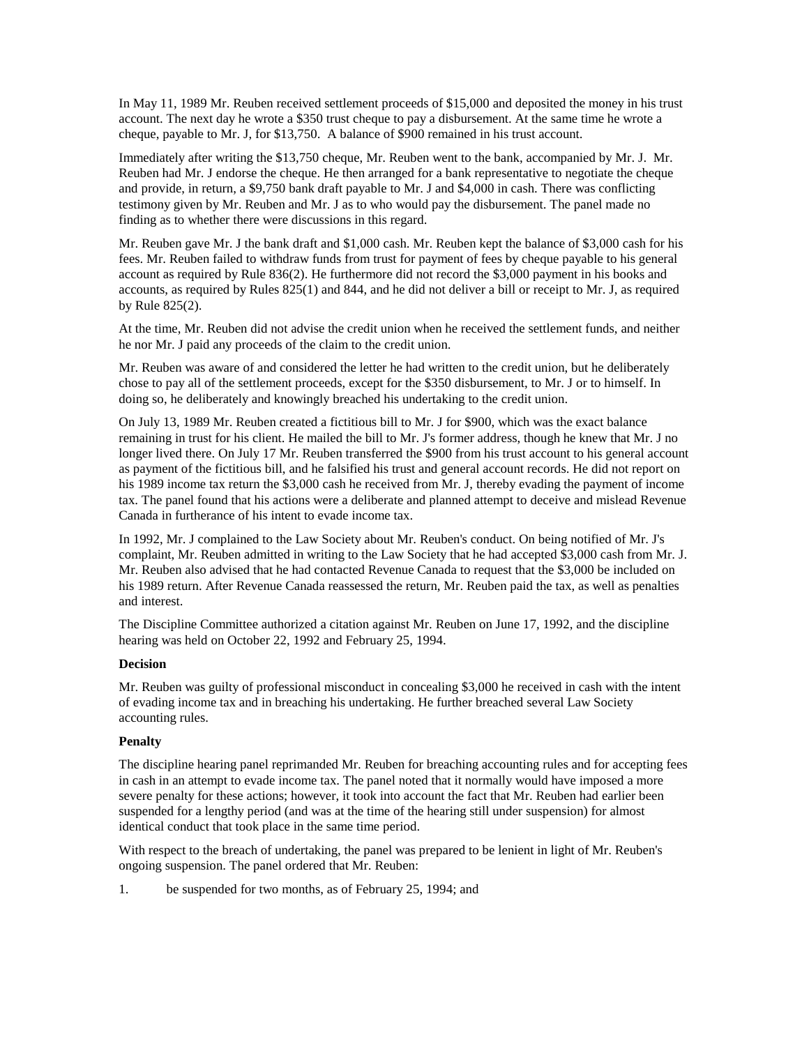In May 11, 1989 Mr. Reuben received settlement proceeds of $15,000 and deposited the money in his trust account. The next day he wrote a $350 trust cheque to pay a disbursement. At the same time he wrote a cheque, payable to Mr. J, for $13,750. A balance of $900 remained in his trust account.

Immediately after writing the $13,750 cheque, Mr. Reuben went to the bank, accompanied by Mr. J. Mr. Reuben had Mr. J endorse the cheque. He then arranged for a bank representative to negotiate the cheque and provide, in return, a $9,750 bank draft payable to Mr. J and $4,000 in cash. There was conflicting testimony given by Mr. Reuben and Mr. J as to who would pay the disbursement. The panel made no finding as to whether there were discussions in this regard.

Mr. Reuben gave Mr. J the bank draft and $1,000 cash. Mr. Reuben kept the balance of $3,000 cash for his fees. Mr. Reuben failed to withdraw funds from trust for payment of fees by cheque payable to his general account as required by Rule 836(2). He furthermore did not record the $3,000 payment in his books and accounts, as required by Rules 825(1) and 844, and he did not deliver a bill or receipt to Mr. J, as required by Rule 825(2).

At the time, Mr. Reuben did not advise the credit union when he received the settlement funds, and neither he nor Mr. J paid any proceeds of the claim to the credit union.

Mr. Reuben was aware of and considered the letter he had written to the credit union, but he deliberately chose to pay all of the settlement proceeds, except for the $350 disbursement, to Mr. J or to himself. In doing so, he deliberately and knowingly breached his undertaking to the credit union.

On July 13, 1989 Mr. Reuben created a fictitious bill to Mr. J for $900, which was the exact balance remaining in trust for his client. He mailed the bill to Mr. J's former address, though he knew that Mr. J no longer lived there. On July 17 Mr. Reuben transferred the $900 from his trust account to his general account as payment of the fictitious bill, and he falsified his trust and general account records. He did not report on his 1989 income tax return the $3,000 cash he received from Mr. J, thereby evading the payment of income tax. The panel found that his actions were a deliberate and planned attempt to deceive and mislead Revenue Canada in furtherance of his intent to evade income tax.

In 1992, Mr. J complained to the Law Society about Mr. Reuben's conduct. On being notified of Mr. J's complaint, Mr. Reuben admitted in writing to the Law Society that he had accepted $3,000 cash from Mr. J. Mr. Reuben also advised that he had contacted Revenue Canada to request that the $3,000 be included on his 1989 return. After Revenue Canada reassessed the return, Mr. Reuben paid the tax, as well as penalties and interest.

The Discipline Committee authorized a citation against Mr. Reuben on June 17, 1992, and the discipline hearing was held on October 22, 1992 and February 25, 1994.

**Decision**

Mr. Reuben was guilty of professional misconduct in concealing $3,000 he received in cash with the intent of evading income tax and in breaching his undertaking. He further breached several Law Society accounting rules.

**Penalty**

The discipline hearing panel reprimanded Mr. Reuben for breaching accounting rules and for accepting fees in cash in an attempt to evade income tax. The panel noted that it normally would have imposed a more severe penalty for these actions; however, it took into account the fact that Mr. Reuben had earlier been suspended for a lengthy period (and was at the time of the hearing still under suspension) for almost identical conduct that took place in the same time period.

With respect to the breach of undertaking, the panel was prepared to be lenient in light of Mr. Reuben's ongoing suspension. The panel ordered that Mr. Reuben:

1. be suspended for two months, as of February 25, 1994; and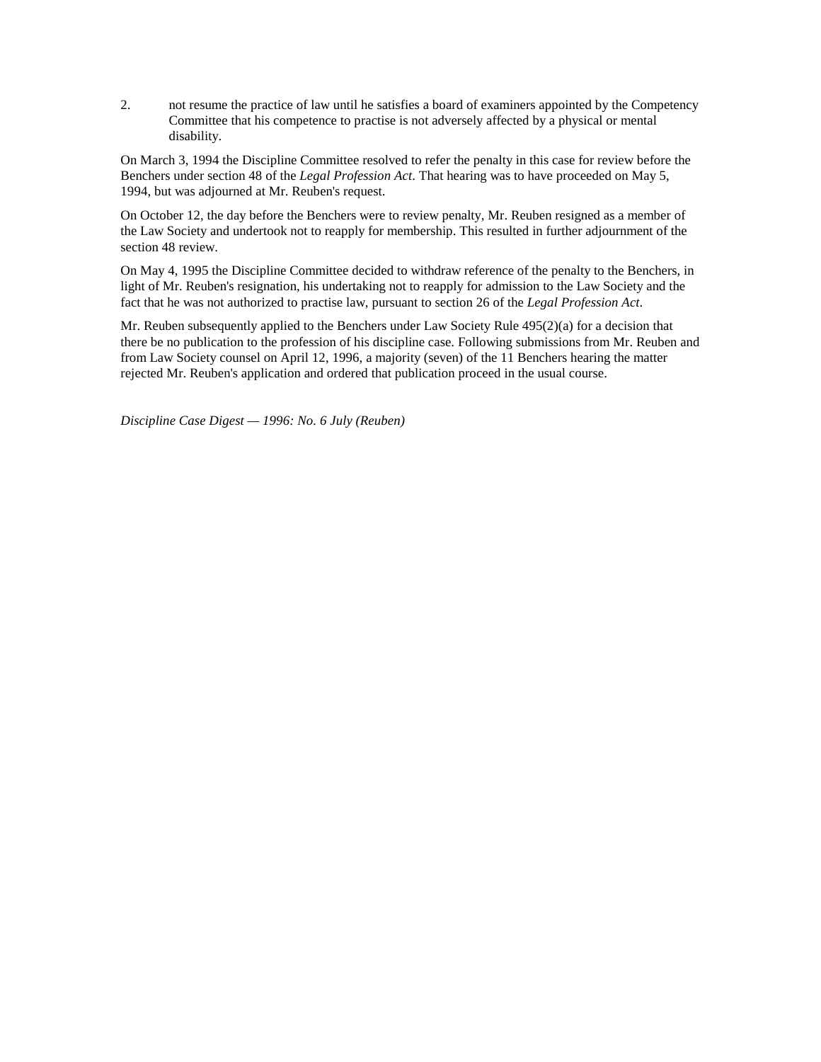2. not resume the practice of law until he satisfies a board of examiners appointed by the Competency Committee that his competence to practise is not adversely affected by a physical or mental disability.

On March 3, 1994 the Discipline Committee resolved to refer the penalty in this case for review before the Benchers under section 48 of the *Legal Profession Act*. That hearing was to have proceeded on May 5, 1994, but was adjourned at Mr. Reuben's request.

On October 12, the day before the Benchers were to review penalty, Mr. Reuben resigned as a member of the Law Society and undertook not to reapply for membership. This resulted in further adjournment of the section 48 review.

On May 4, 1995 the Discipline Committee decided to withdraw reference of the penalty to the Benchers, in light of Mr. Reuben's resignation, his undertaking not to reapply for admission to the Law Society and the fact that he was not authorized to practise law, pursuant to section 26 of the *Legal Profession Act*.

Mr. Reuben subsequently applied to the Benchers under Law Society Rule 495(2)(a) for a decision that there be no publication to the profession of his discipline case. Following submissions from Mr. Reuben and from Law Society counsel on April 12, 1996, a majority (seven) of the 11 Benchers hearing the matter rejected Mr. Reuben's application and ordered that publication proceed in the usual course.

*Discipline Case Digest — 1996: No. 6 July (Reuben)*